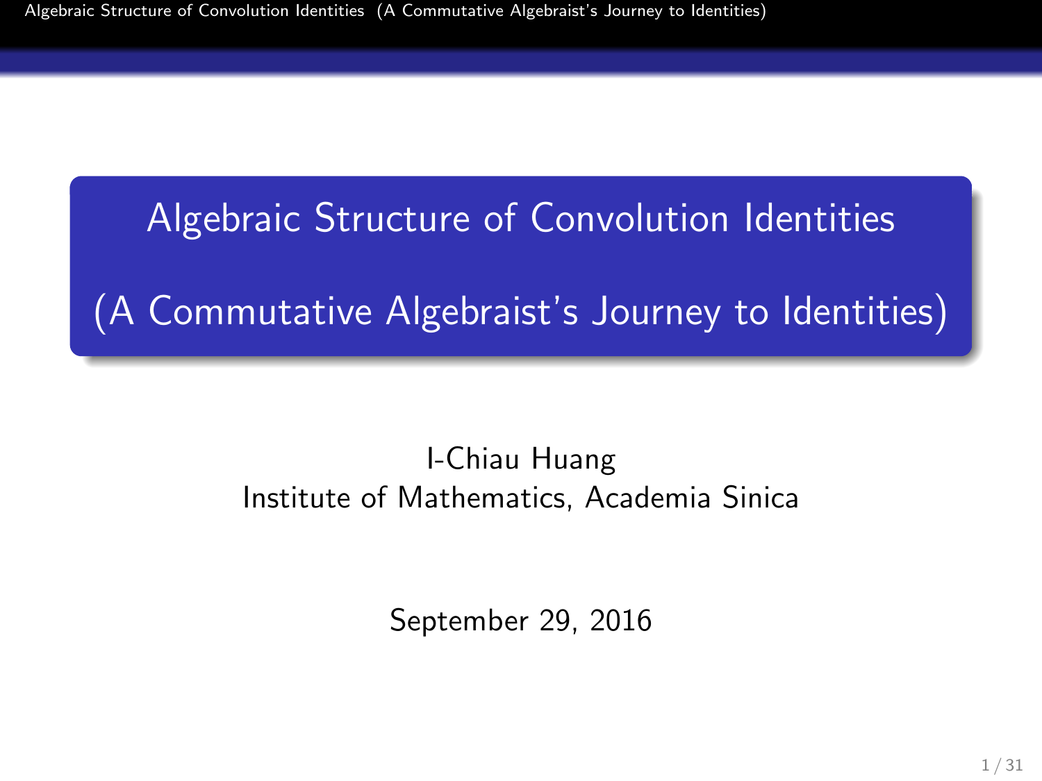# Algebraic Structure of Convolution Identities

## (A Commutative Algebraist's Journey to Identities)

I-Chiau Huang
Institute of Mathematics, Academia Sinica

September 29, 2016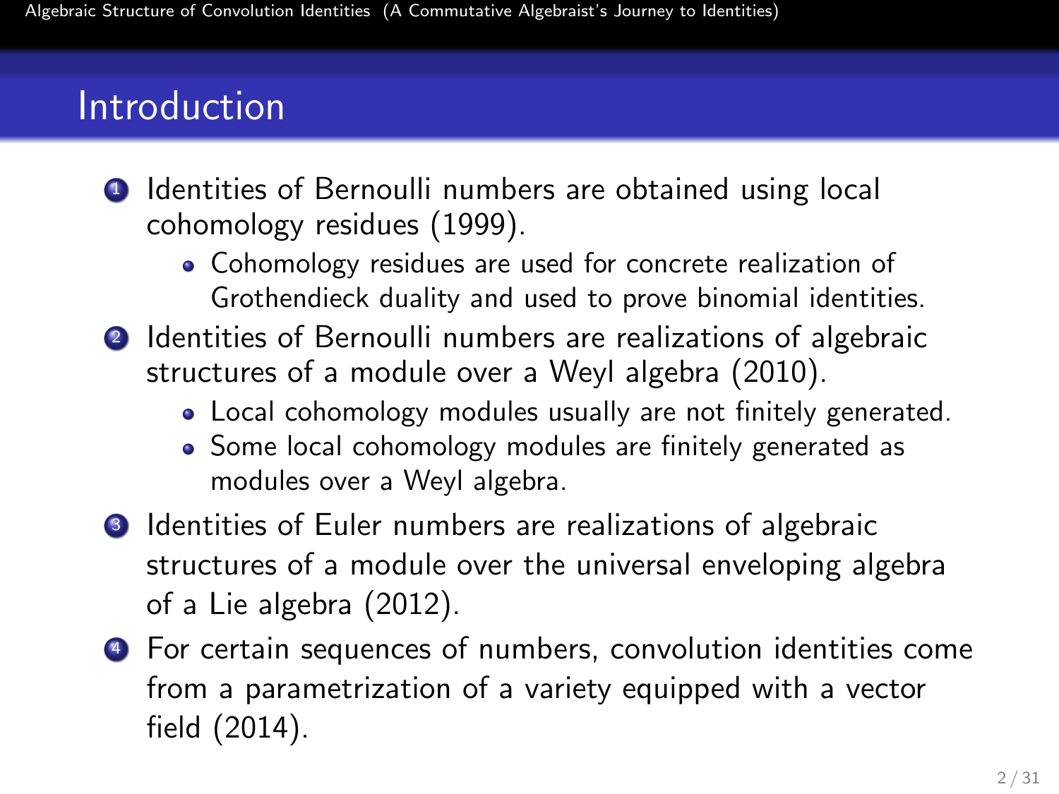## Introduction

1. Identities of Bernoulli numbers are obtained using local cohomology residues (1999).
   - Cohomology residues are used for concrete realization of Grothendieck duality and used to prove binomial identities.
2. Identities of Bernoulli numbers are realizations of algebraic structures of a module over a Weyl algebra (2010).
   - Local cohomology modules usually are not finitely generated.
   - Some local cohomology modules are finitely generated as modules over a Weyl algebra.
3. Identities of Euler numbers are realizations of algebraic structures of a module over the universal enveloping algebra of a Lie algebra (2012).
4. For certain sequences of numbers, convolution identities come from a parametrization of a variety equipped with a vector field (2014).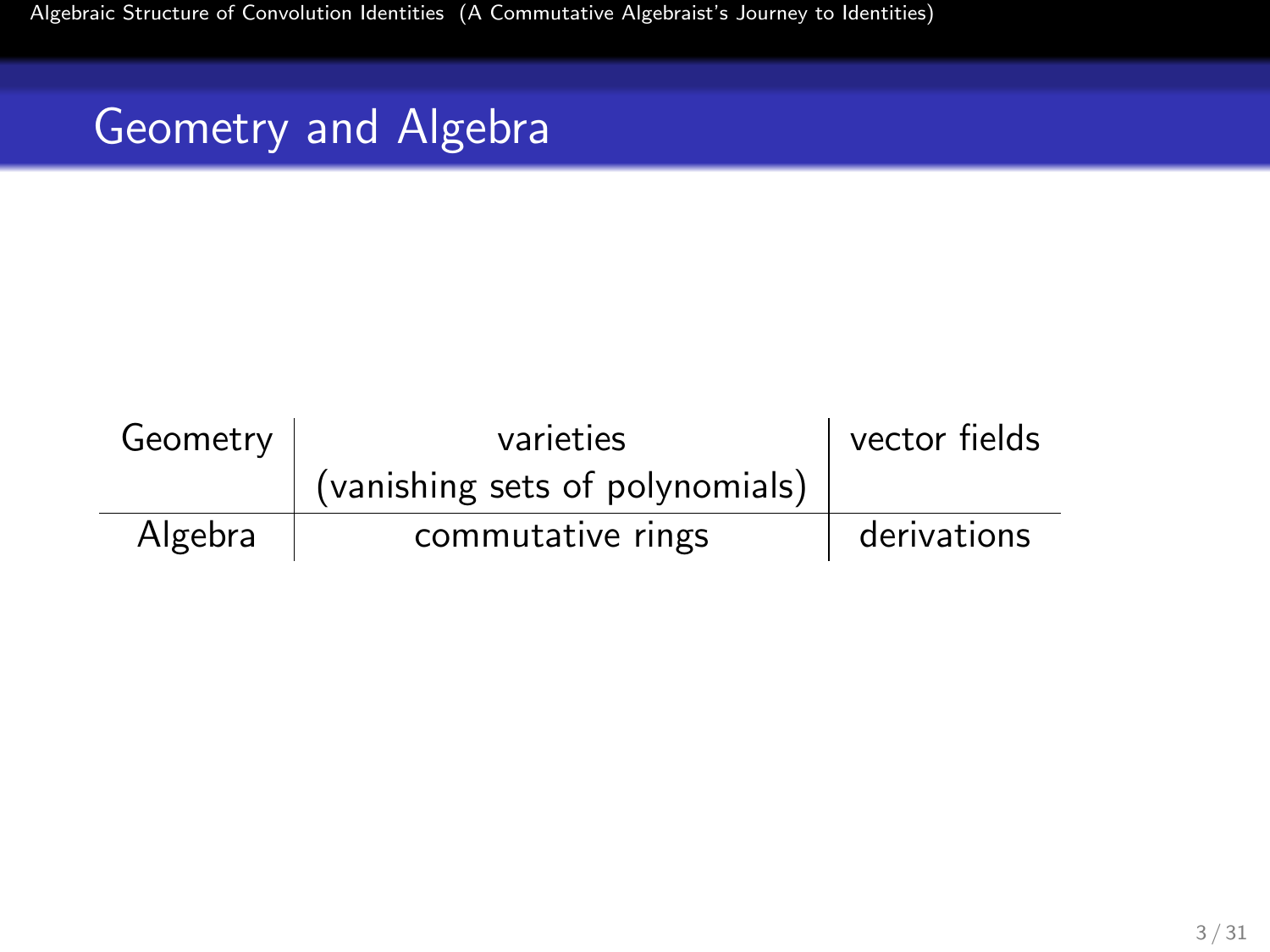## Geometry and Algebra

| Geometry | varieties (vanishing sets of polynomials) | vector fields |
|---|---|---|
| Algebra | commutative rings | derivations |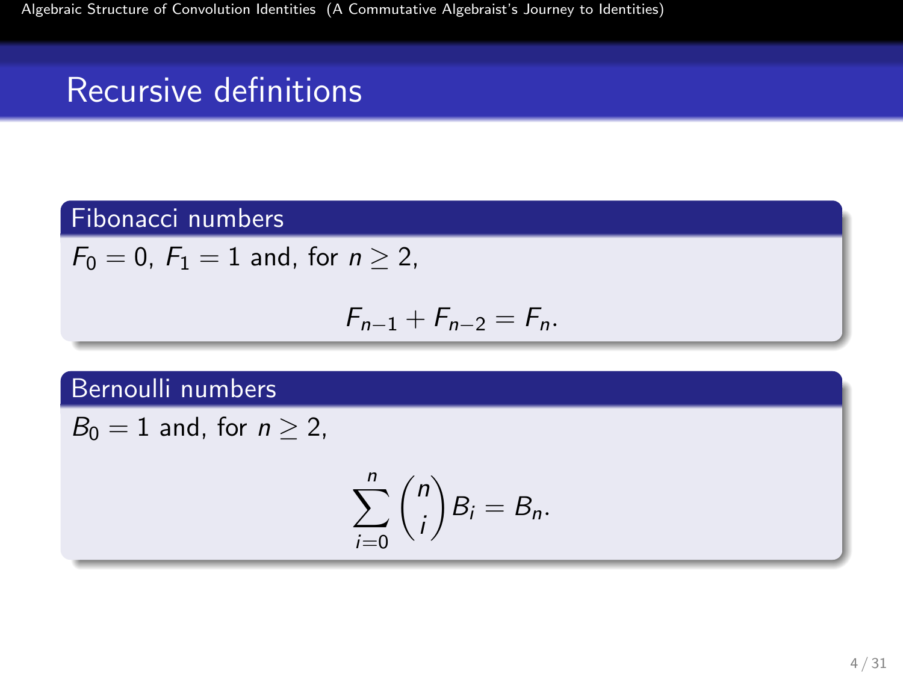# Recursive definitions

### Fibonacci numbers

$F_0 = 0$, $F_1 = 1$ and, for $n \geq 2$,

$$F_{n-1} + F_{n-2} = F_n.$$

### Bernoulli numbers

$B_0 = 1$ and, for $n \geq 2$,

$$\sum_{i=0}^{n} \binom{n}{i} B_i = B_n.$$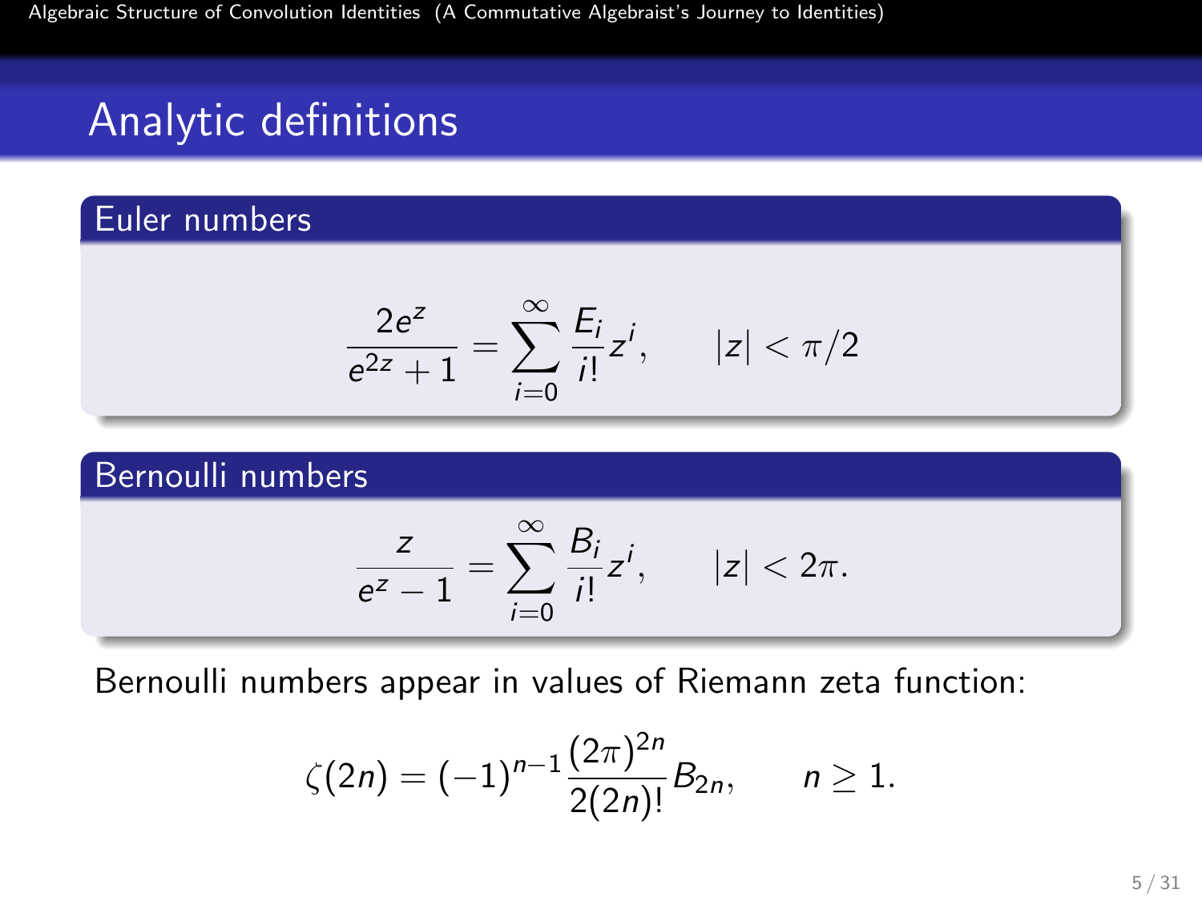# Analytic definitions

### Euler numbers

$$\frac{2e^z}{e^{2z}+1} = \sum_{i=0}^{\infty} \frac{E_i}{i!} z^i, \qquad |z| < \pi/2$$

### Bernoulli numbers

$$\frac{z}{e^z-1} = \sum_{i=0}^{\infty} \frac{B_i}{i!} z^i, \qquad |z| < 2\pi.$$

Bernoulli numbers appear in values of Riemann zeta function:

$$\zeta(2n) = (-1)^{n-1} \frac{(2\pi)^{2n}}{2(2n)!} B_{2n}, \qquad n \geq 1.$$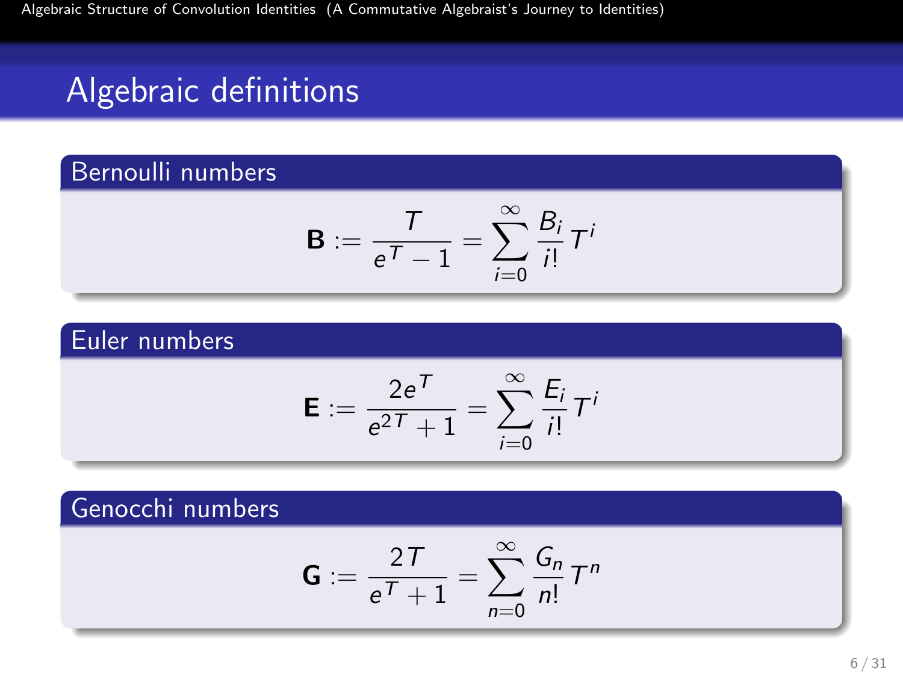# Algebraic definitions

### Bernoulli numbers

$$\mathbf{B} := \frac{T}{e^T - 1} = \sum_{i=0}^{\infty} \frac{B_i}{i!} T^i$$

### Euler numbers

$$\mathbf{E} := \frac{2e^T}{e^{2T} + 1} = \sum_{i=0}^{\infty} \frac{E_i}{i!} T^i$$

### Genocchi numbers

$$\mathbf{G} := \frac{2T}{e^T + 1} = \sum_{n=0}^{\infty} \frac{G_n}{n!} T^n$$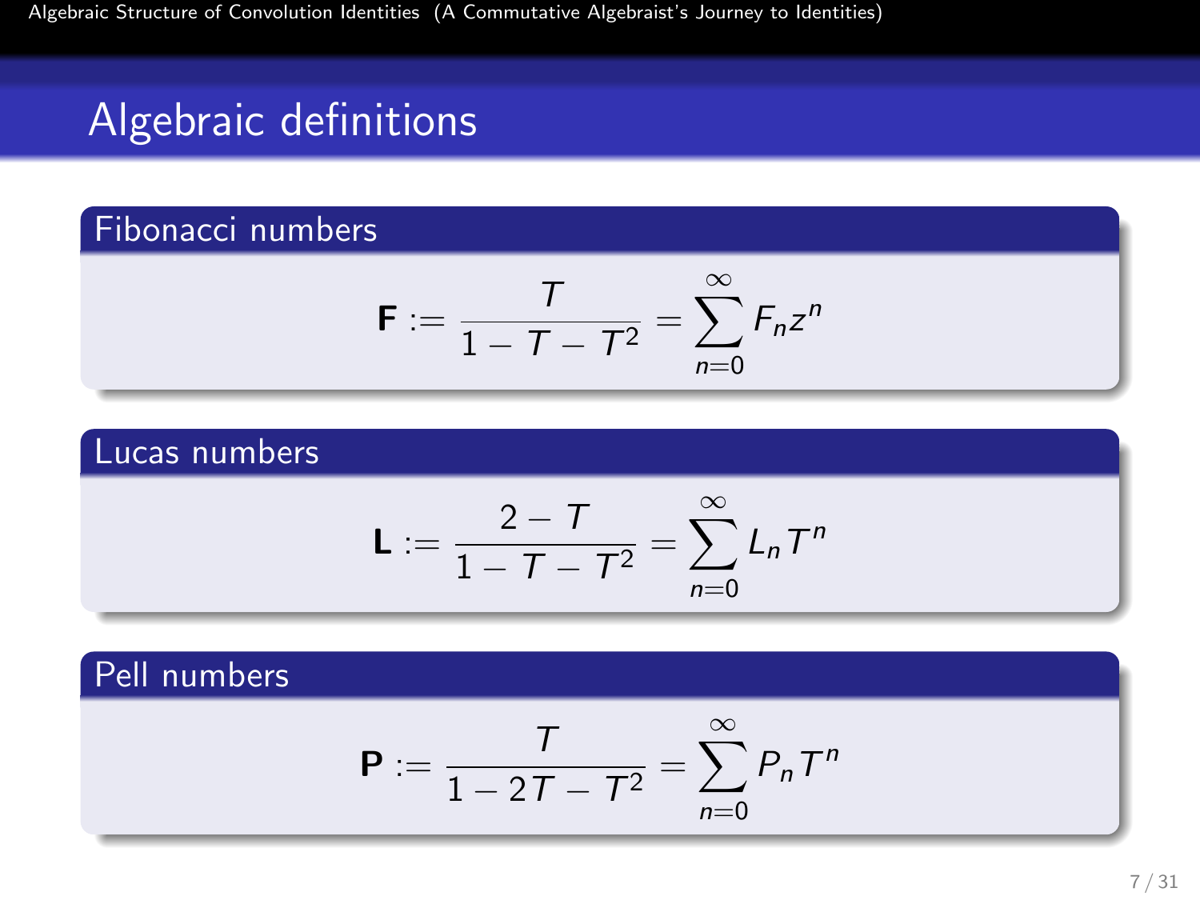# Algebraic definitions

### Fibonacci numbers

$$\mathbf{F} := \frac{T}{1 - T - T^2} = \sum_{n=0}^{\infty} F_n z^n$$

### Lucas numbers

$$\mathbf{L} := \frac{2 - T}{1 - T - T^2} = \sum_{n=0}^{\infty} L_n T^n$$

### Pell numbers

$$\mathbf{P} := \frac{T}{1 - 2T - T^2} = \sum_{n=0}^{\infty} P_n T^n$$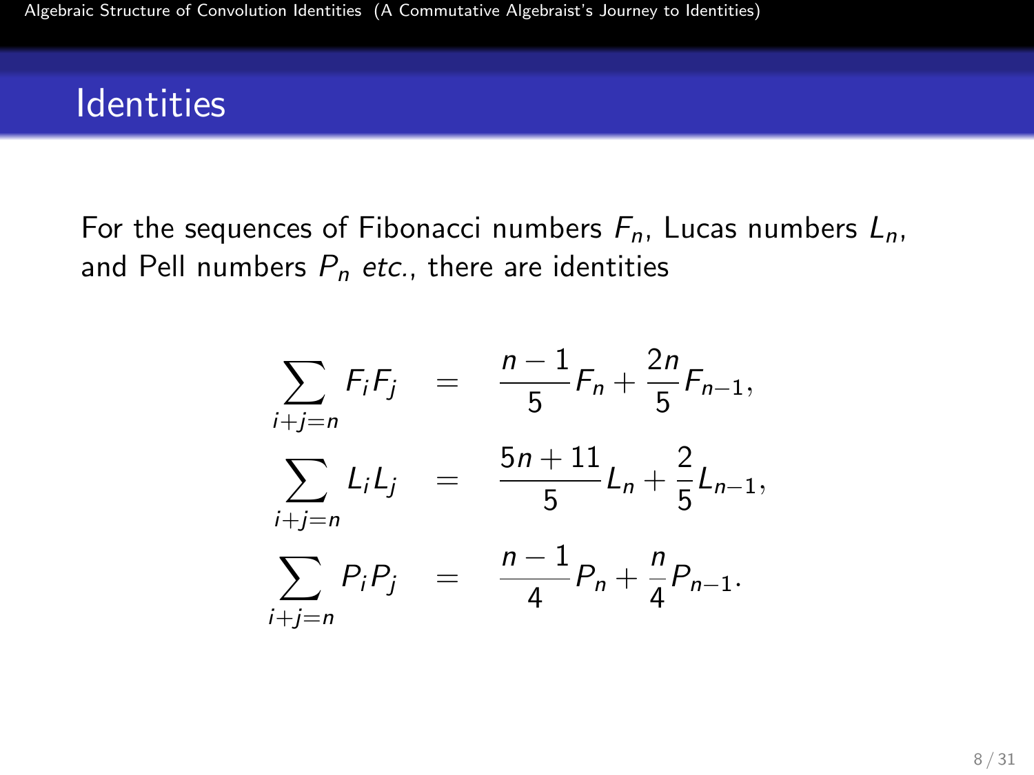# Identities

For the sequences of Fibonacci numbers $F_n$, Lucas numbers $L_n$, and Pell numbers $P_n$ *etc.*, there are identities

$$
\begin{aligned}
\sum_{i+j=n} F_i F_j &= \frac{n-1}{5} F_n + \frac{2n}{5} F_{n-1}, \\
\sum_{i+j=n} L_i L_j &= \frac{5n+11}{5} L_n + \frac{2}{5} L_{n-1}, \\
\sum_{i+j=n} P_i P_j &= \frac{n-1}{4} P_n + \frac{n}{4} P_{n-1}.
\end{aligned}
$$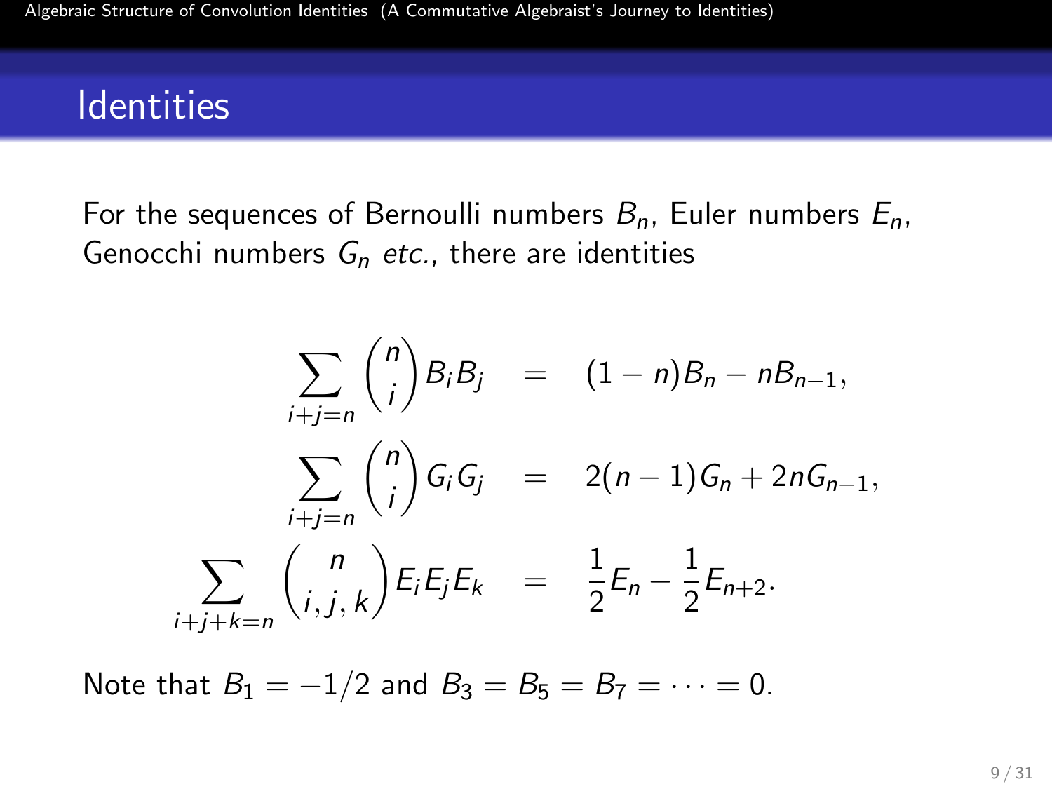## Identities

For the sequences of Bernoulli numbers $B_n$, Euler numbers $E_n$, Genocchi numbers $G_n$ *etc.*, there are identities

$$
\begin{aligned}
\sum_{i+j=n} \binom{n}{i} B_i B_j &= (1-n)B_n - nB_{n-1}, \\
\sum_{i+j=n} \binom{n}{i} G_i G_j &= 2(n-1)G_n + 2nG_{n-1}, \\
\sum_{i+j+k=n} \binom{n}{i,j,k} E_i E_j E_k &= \frac{1}{2}E_n - \frac{1}{2}E_{n+2}.
\end{aligned}
$$

Note that $B_1 = -1/2$ and $B_3 = B_5 = B_7 = \cdots = 0$.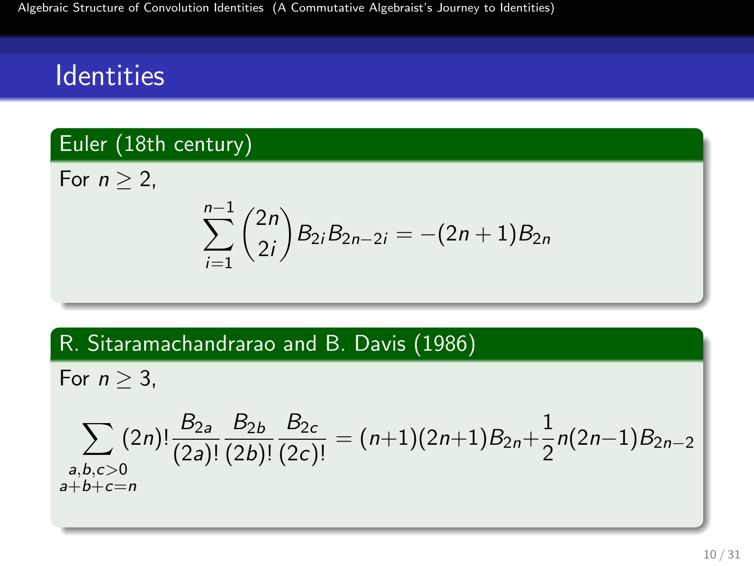# Identities

## Euler (18th century)

For $n \geq 2$,

$$\sum_{i=1}^{n-1} \binom{2n}{2i} B_{2i} B_{2n-2i} = -(2n+1) B_{2n}$$

## R. Sitaramachandrarao and B. Davis (1986)

For $n \geq 3$,

$$\sum_{\substack{a,b,c>0 \\ a+b+c=n}} (2n)! \frac{B_{2a}}{(2a)!} \frac{B_{2b}}{(2b)!} \frac{B_{2c}}{(2c)!} = (n+1)(2n+1) B_{2n} + \frac{1}{2} n(2n-1) B_{2n-2}$$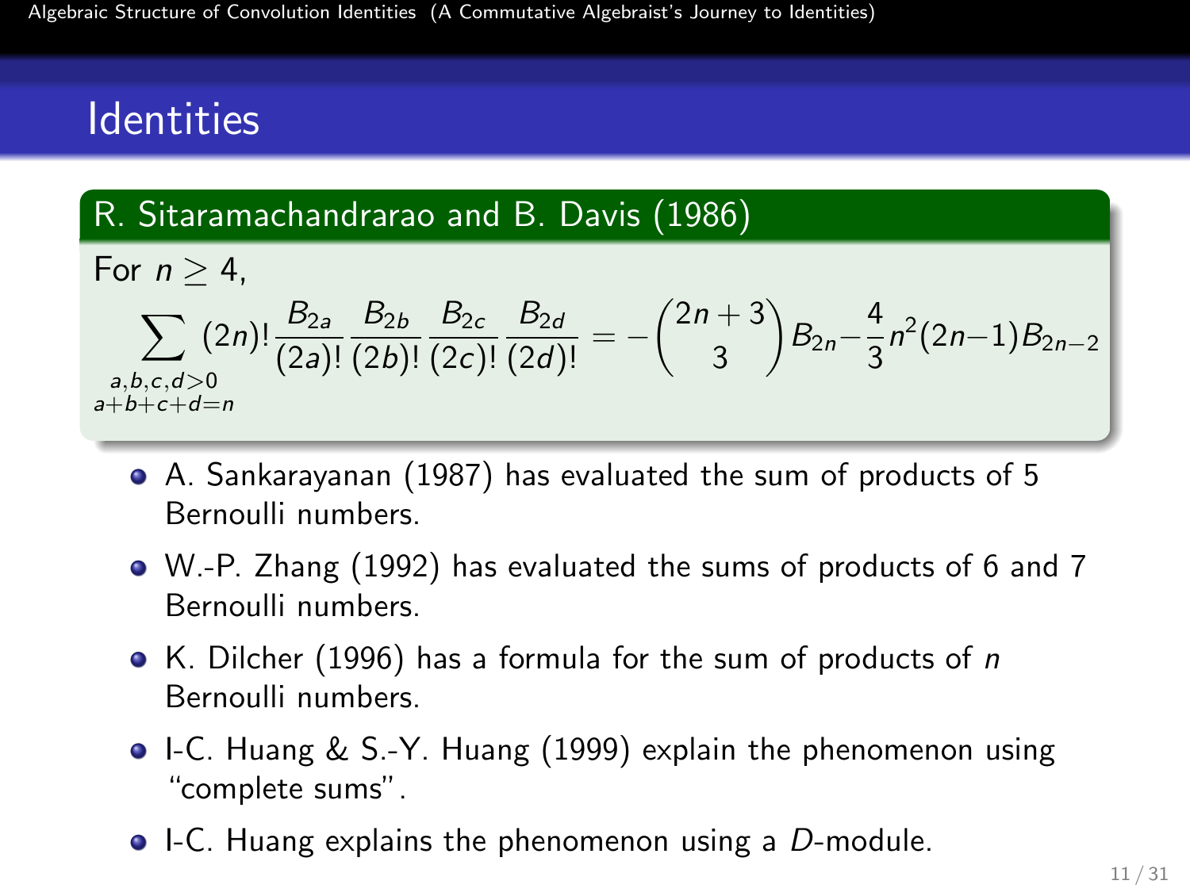## Identities

**R. Sitaramachandrarao and B. Davis (1986)**

For $n \geq 4$,

$$\sum_{\substack{a,b,c,d>0 \\ a+b+c+d=n}} (2n)! \frac{B_{2a}}{(2a)!} \frac{B_{2b}}{(2b)!} \frac{B_{2c}}{(2c)!} \frac{B_{2d}}{(2d)!} = -\binom{2n+3}{3} B_{2n} - \frac{4}{3} n^2 (2n-1) B_{2n-2}$$

- A. Sankarayanan (1987) has evaluated the sum of products of 5 Bernoulli numbers.
- W.-P. Zhang (1992) has evaluated the sums of products of 6 and 7 Bernoulli numbers.
- K. Dilcher (1996) has a formula for the sum of products of $n$ Bernoulli numbers.
- I-C. Huang & S.-Y. Huang (1999) explain the phenomenon using "complete sums".
- I-C. Huang explains the phenomenon using a $D$-module.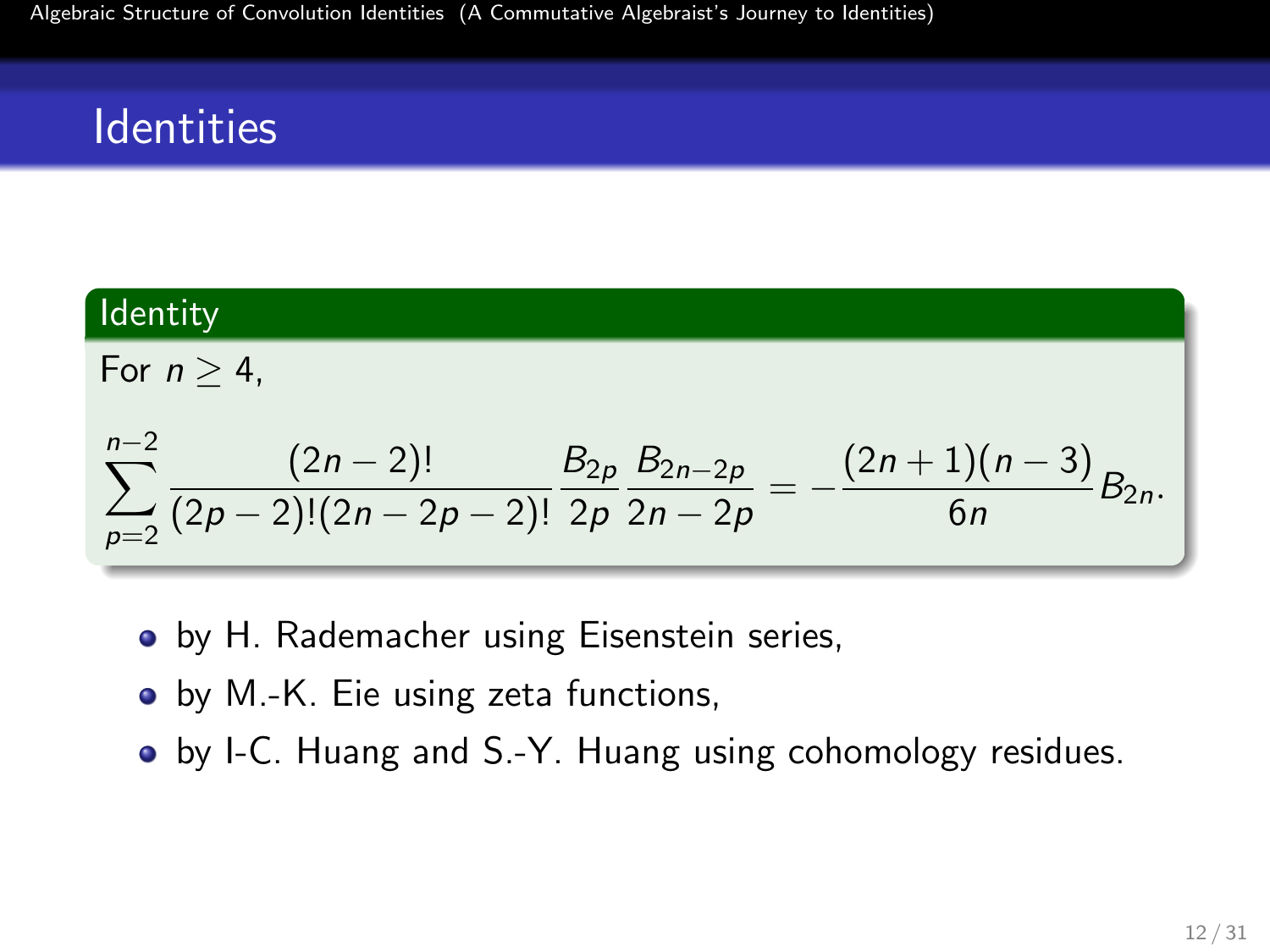## Identities

**Identity**

For $n \geq 4$,

$$\sum_{p=2}^{n-2} \frac{(2n-2)!}{(2p-2)!(2n-2p-2)!} \frac{B_{2p}}{2p} \frac{B_{2n-2p}}{2n-2p} = -\frac{(2n+1)(n-3)}{6n} B_{2n}.$$

- by H. Rademacher using Eisenstein series,
- by M.-K. Eie using zeta functions,
- by I-C. Huang and S.-Y. Huang using cohomology residues.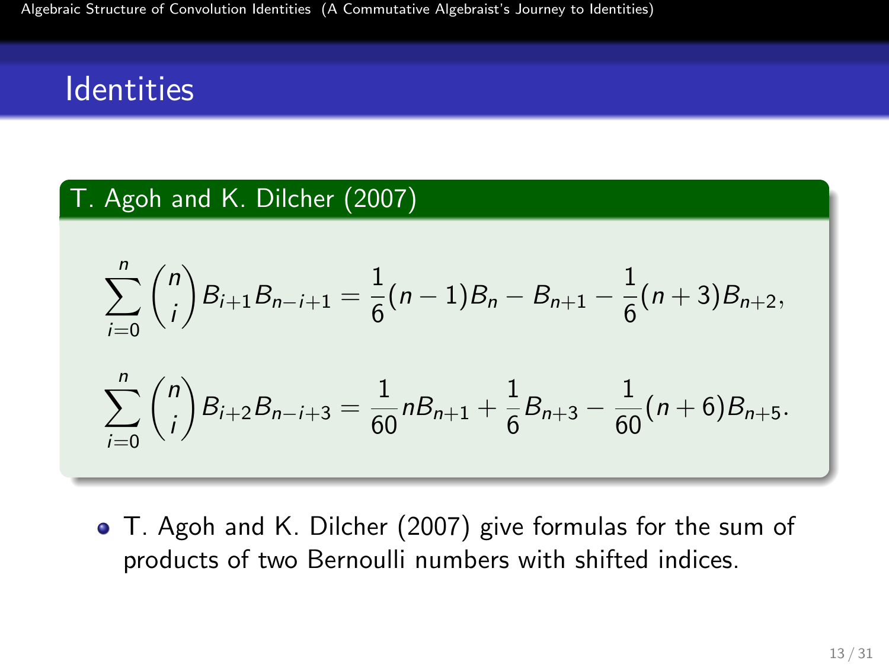# Identities

**T. Agoh and K. Dilcher (2007)**

$$\sum_{i=0}^{n} \binom{n}{i} B_{i+1} B_{n-i+1} = \frac{1}{6}(n-1)B_n - B_{n+1} - \frac{1}{6}(n+3)B_{n+2},$$

$$\sum_{i=0}^{n} \binom{n}{i} B_{i+2} B_{n-i+3} = \frac{1}{60} n B_{n+1} + \frac{1}{6} B_{n+3} - \frac{1}{60}(n+6)B_{n+5}.$$

- T. Agoh and K. Dilcher (2007) give formulas for the sum of products of two Bernoulli numbers with shifted indices.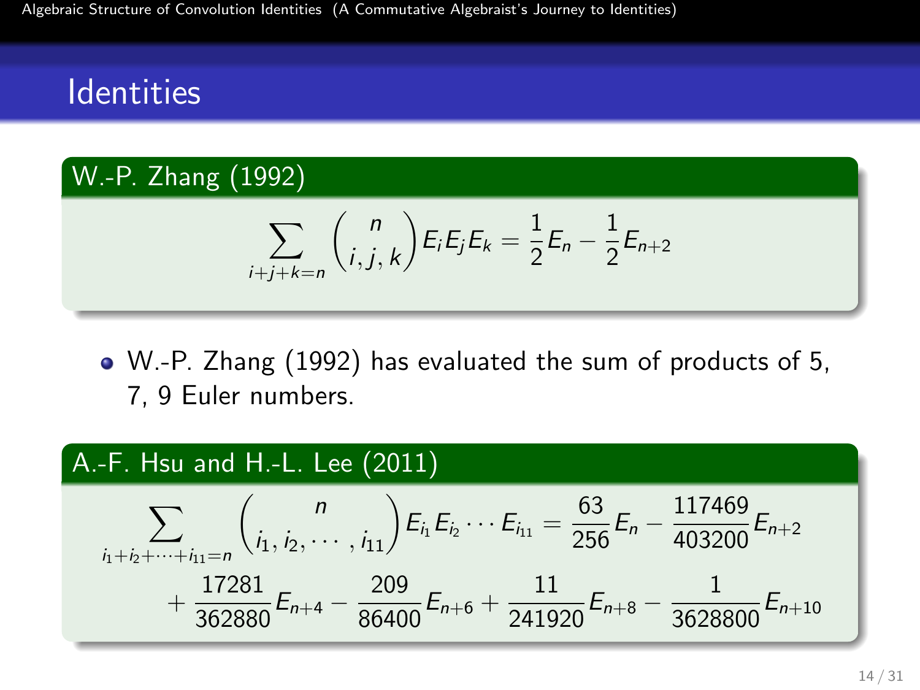# Identities

**W.-P. Zhang (1992)**

$$\sum_{i+j+k=n} \binom{n}{i,j,k} E_i E_j E_k = \frac{1}{2} E_n - \frac{1}{2} E_{n+2}$$

- W.-P. Zhang (1992) has evaluated the sum of products of 5, 7, 9 Euler numbers.

**A.-F. Hsu and H.-L. Lee (2011)**

$$\sum_{i_1+i_2+\cdots+i_{11}=n} \binom{n}{i_1, i_2, \cdots, i_{11}} E_{i_1} E_{i_2} \cdots E_{i_{11}} = \frac{63}{256} E_n - \frac{117469}{403200} E_{n+2} + \frac{17281}{362880} E_{n+4} - \frac{209}{86400} E_{n+6} + \frac{11}{241920} E_{n+8} - \frac{1}{3628800} E_{n+10}$$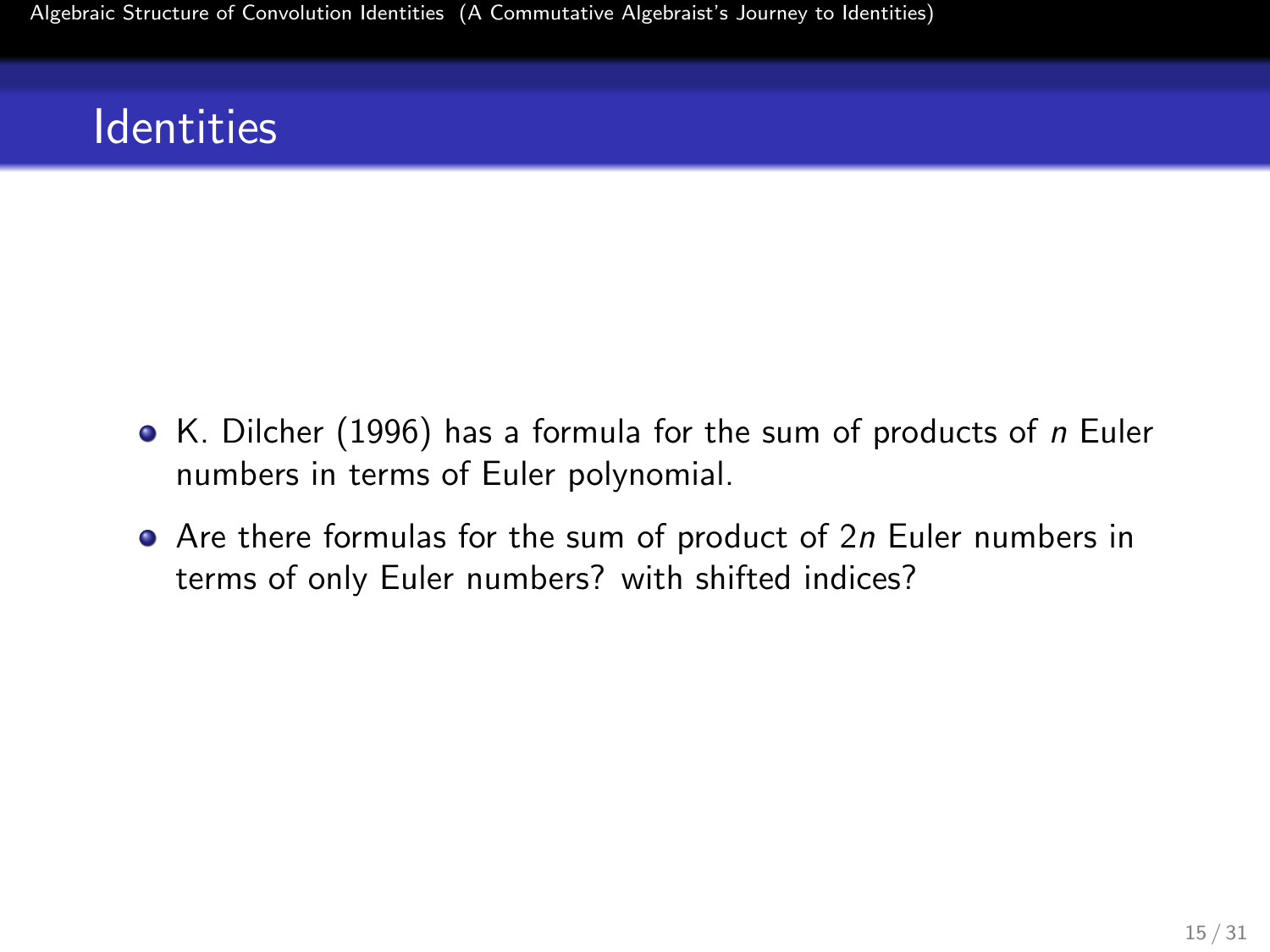# Identities

- K. Dilcher (1996) has a formula for the sum of products of $n$ Euler numbers in terms of Euler polynomial.
- Are there formulas for the sum of product of $2n$ Euler numbers in terms of only Euler numbers? with shifted indices?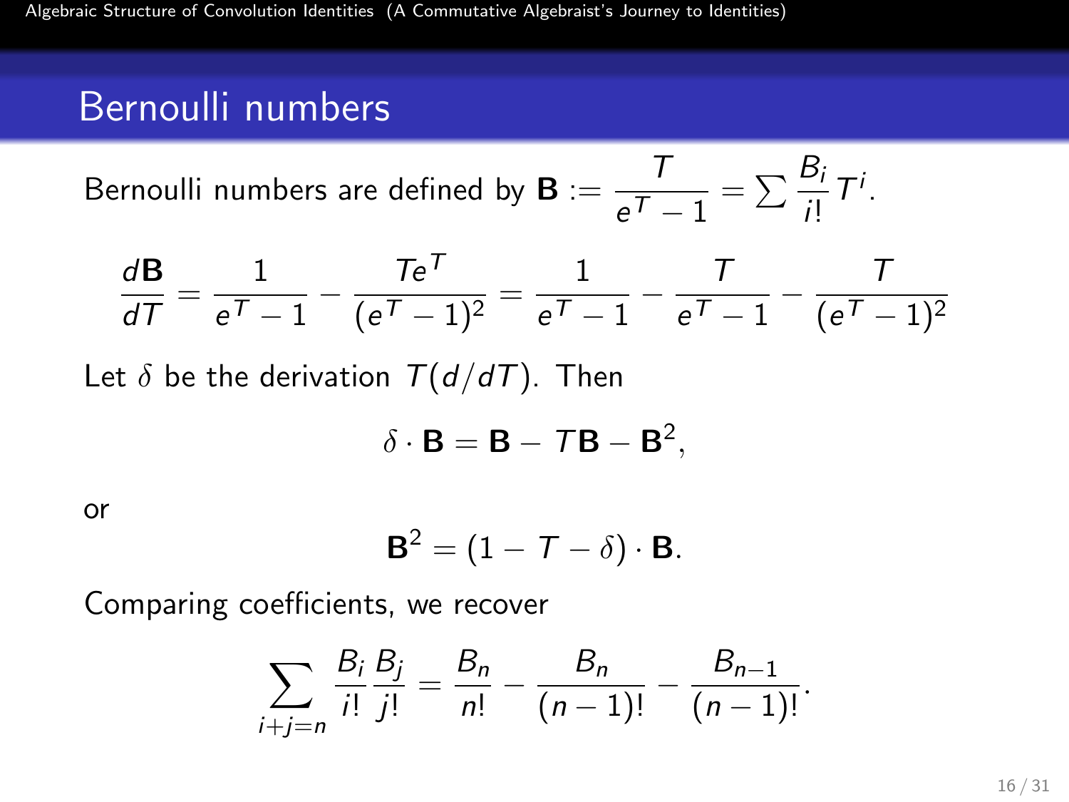# Bernoulli numbers

Bernoulli numbers are defined by $\mathbf{B} := \dfrac{T}{e^T - 1} = \sum \dfrac{B_i}{i!} T^i$.

$$\frac{d\mathbf{B}}{dT} = \frac{1}{e^T - 1} - \frac{Te^T}{(e^T - 1)^2} = \frac{1}{e^T - 1} - \frac{T}{e^T - 1} - \frac{T}{(e^T - 1)^2}$$

Let $\delta$ be the derivation $T(d/dT)$. Then

$$\delta \cdot \mathbf{B} = \mathbf{B} - T\mathbf{B} - \mathbf{B}^2,$$

or

$$\mathbf{B}^2 = (1 - T - \delta) \cdot \mathbf{B}.$$

Comparing coefficients, we recover

$$\sum_{i+j=n} \frac{B_i}{i!} \frac{B_j}{j!} = \frac{B_n}{n!} - \frac{B_n}{(n-1)!} - \frac{B_{n-1}}{(n-1)!}.$$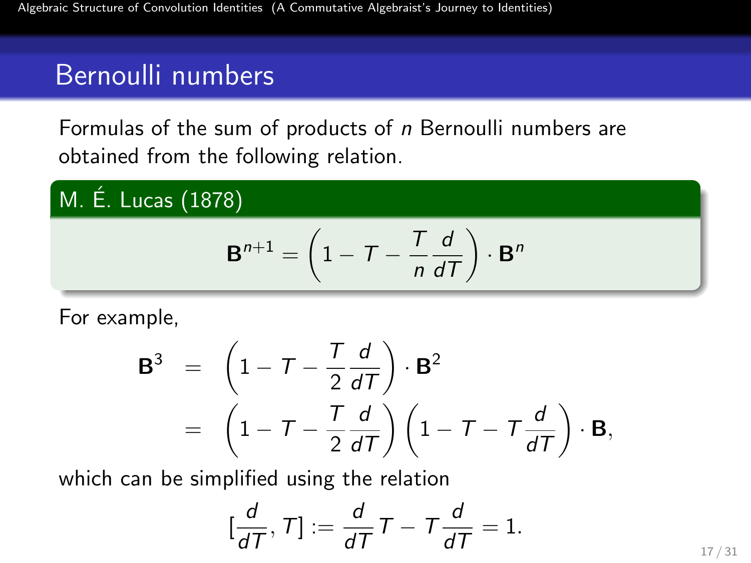## Bernoulli numbers

Formulas of the sum of products of $n$ Bernoulli numbers are obtained from the following relation.

**M. É. Lucas (1878)**

$$\mathbf{B}^{n+1} = \left(1 - T - \frac{T}{n}\frac{d}{dT}\right) \cdot \mathbf{B}^n$$

For example,

$$\begin{aligned}
\mathbf{B}^3 &= \left(1 - T - \frac{T}{2}\frac{d}{dT}\right) \cdot \mathbf{B}^2 \\
&= \left(1 - T - \frac{T}{2}\frac{d}{dT}\right)\left(1 - T - T\frac{d}{dT}\right) \cdot \mathbf{B},
\end{aligned}$$

which can be simplified using the relation

$$[\frac{d}{dT}, T] := \frac{d}{dT}T - T\frac{d}{dT} = 1.$$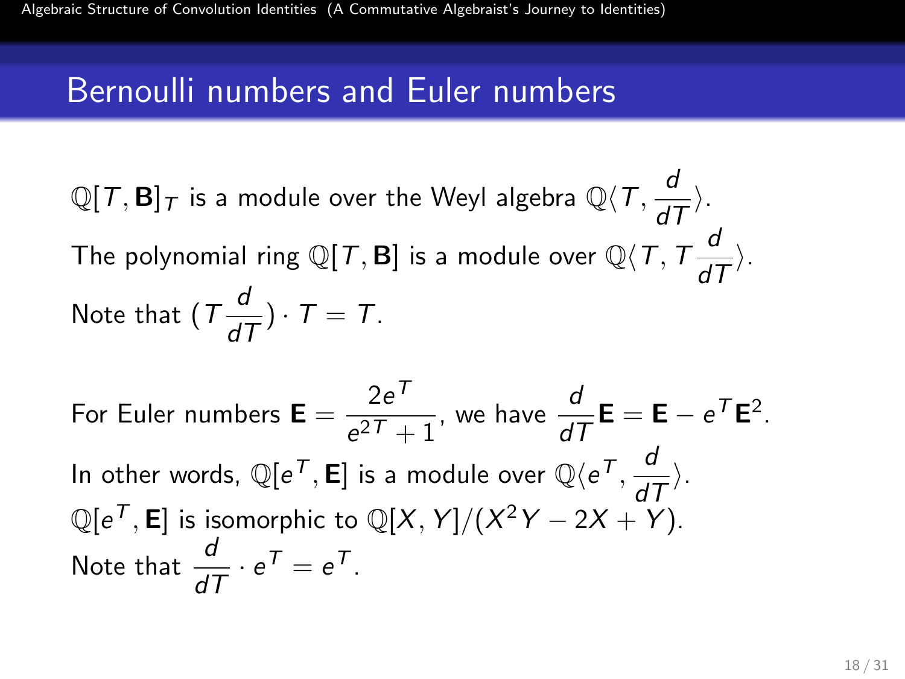## Bernoulli numbers and Euler numbers

$\mathbb{Q}[T, \mathbf{B}]_T$ is a module over the Weyl algebra $\mathbb{Q}\langle T, \frac{d}{dT}\rangle$.

The polynomial ring $\mathbb{Q}[T, \mathbf{B}]$ is a module over $\mathbb{Q}\langle T, T\frac{d}{dT}\rangle$.

Note that $(T\frac{d}{dT}) \cdot T = T$.

For Euler numbers $\mathbf{E} = \frac{2e^T}{e^{2T}+1}$, we have $\frac{d}{dT}\mathbf{E} = \mathbf{E} - e^T\mathbf{E}^2$.

In other words, $\mathbb{Q}[e^T, \mathbf{E}]$ is a module over $\mathbb{Q}\langle e^T, \frac{d}{dT}\rangle$.

$\mathbb{Q}[e^T, \mathbf{E}]$ is isomorphic to $\mathbb{Q}[X, Y]/(X^2Y - 2X + Y)$.

Note that $\frac{d}{dT} \cdot e^T = e^T$.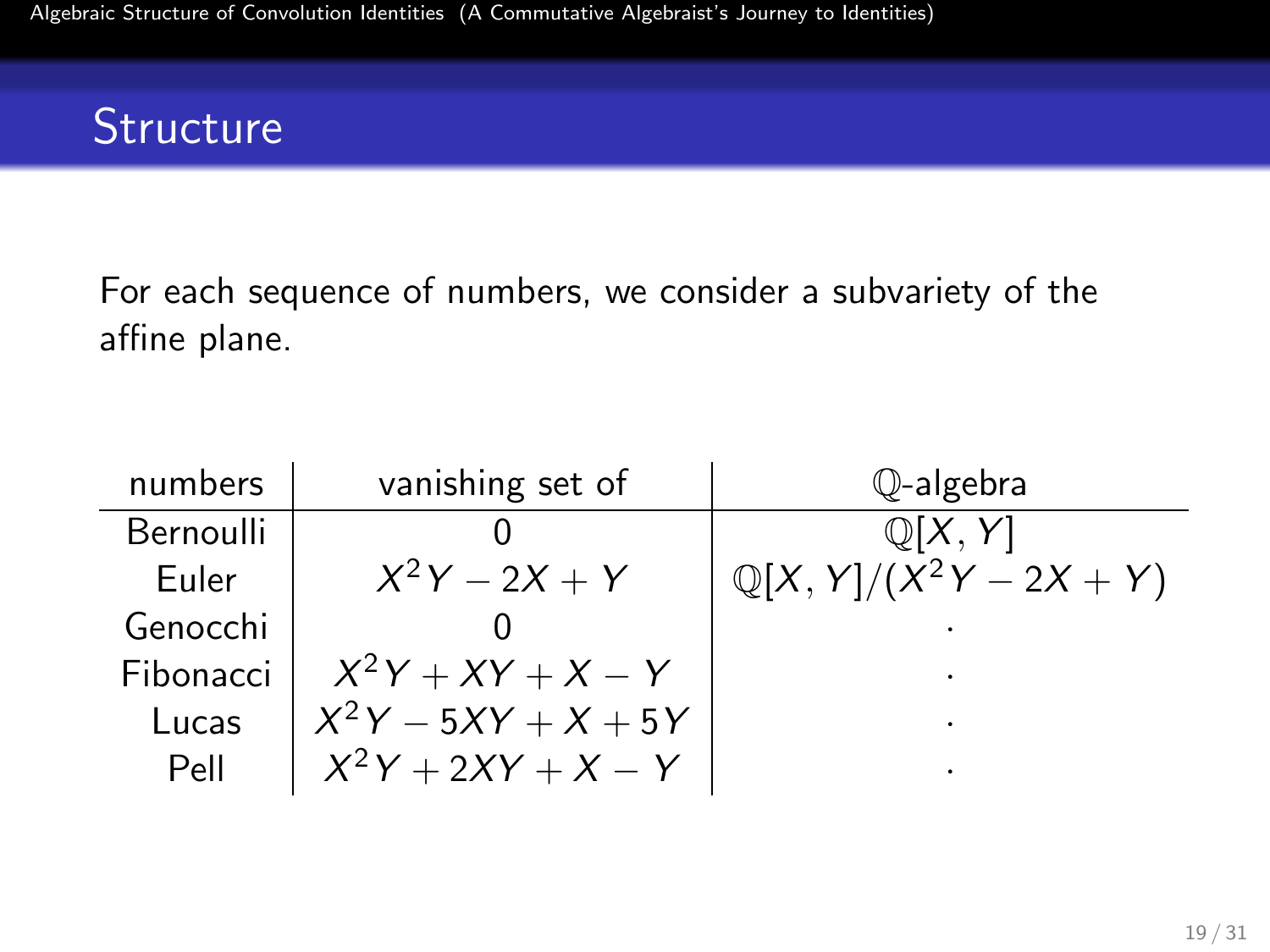## Structure

For each sequence of numbers, we consider a subvariety of the affine plane.

| numbers | vanishing set of | $\mathbb{Q}$-algebra |
|---|---|---|
| Bernoulli | $0$ | $\mathbb{Q}[X, Y]$ |
| Euler | $X^2Y - 2X + Y$ | $\mathbb{Q}[X, Y]/(X^2Y - 2X + Y)$ |
| Genocchi | $0$ | $\cdot$ |
| Fibonacci | $X^2Y + XY + X - Y$ | $\cdot$ |
| Lucas | $X^2Y - 5XY + X + 5Y$ | $\cdot$ |
| Pell | $X^2Y + 2XY + X - Y$ | $\cdot$ |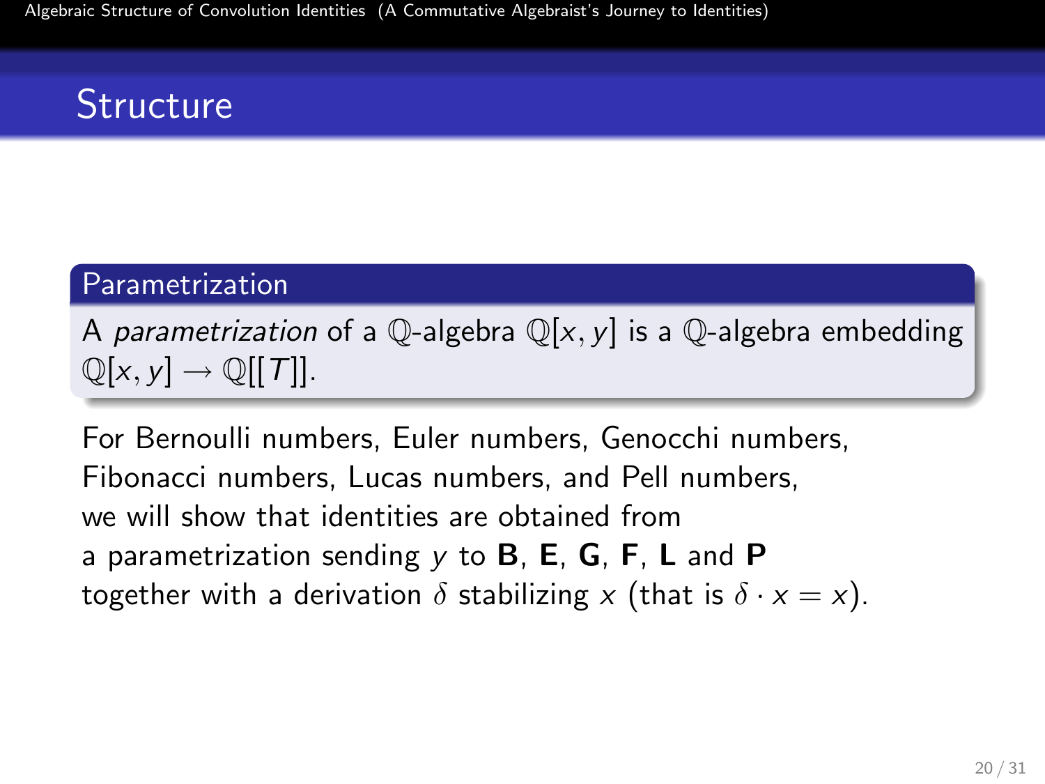## Structure

**Parametrization**

A *parametrization* of a $\mathbb{Q}$-algebra $\mathbb{Q}[x, y]$ is a $\mathbb{Q}$-algebra embedding $\mathbb{Q}[x, y] \to \mathbb{Q}[[T]]$.

For Bernoulli numbers, Euler numbers, Genocchi numbers, Fibonacci numbers, Lucas numbers, and Pell numbers, we will show that identities are obtained from a parametrization sending $y$ to $\mathbf{B}$, $\mathbf{E}$, $\mathbf{G}$, $\mathbf{F}$, $\mathbf{L}$ and $\mathbf{P}$ together with a derivation $\delta$ stabilizing $x$ (that is $\delta \cdot x = x$).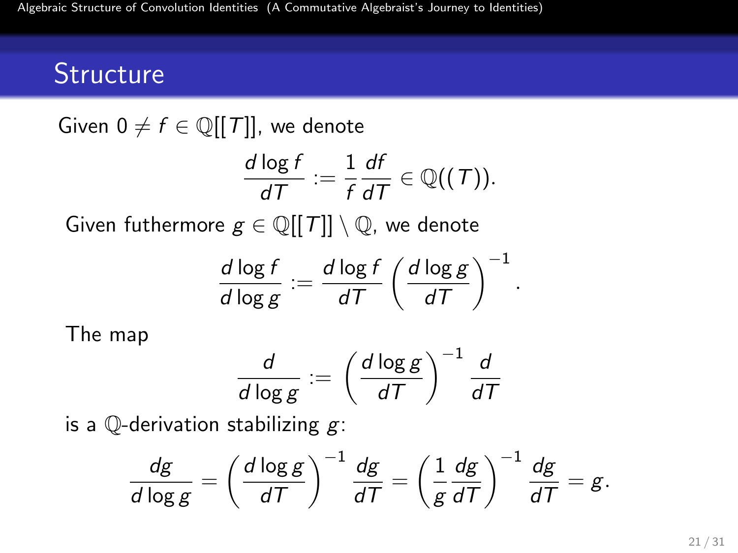## Structure

Given $0 \neq f \in \mathbb{Q}[[T]]$, we denote

$$\frac{d \log f}{dT} := \frac{1}{f} \frac{df}{dT} \in \mathbb{Q}((T)).$$

Given futhermore $g \in \mathbb{Q}[[T]] \setminus \mathbb{Q}$, we denote

$$\frac{d \log f}{d \log g} := \frac{d \log f}{dT} \left( \frac{d \log g}{dT} \right)^{-1}.$$

The map

$$\frac{d}{d \log g} := \left( \frac{d \log g}{dT} \right)^{-1} \frac{d}{dT}$$

is a $\mathbb{Q}$-derivation stabilizing $g$:

$$\frac{dg}{d \log g} = \left( \frac{d \log g}{dT} \right)^{-1} \frac{dg}{dT} = \left( \frac{1}{g} \frac{dg}{dT} \right)^{-1} \frac{dg}{dT} = g.$$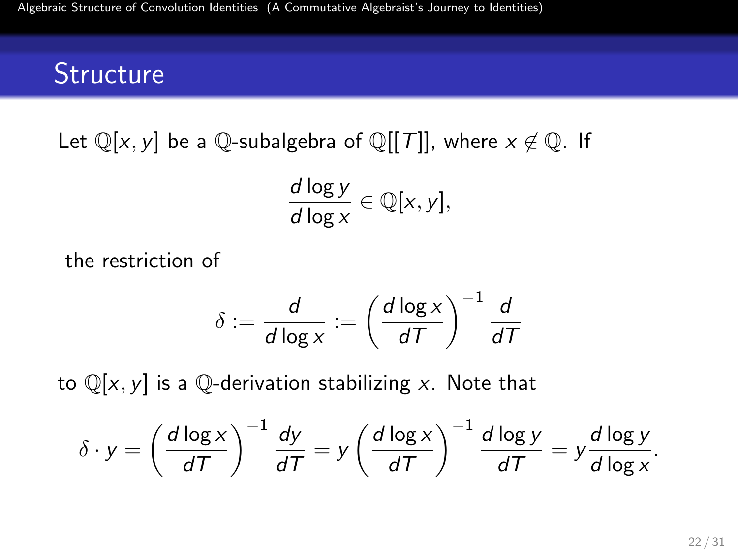## Structure

Let $\mathbb{Q}[x, y]$ be a $\mathbb{Q}$-subalgebra of $\mathbb{Q}[[T]]$, where $x \notin \mathbb{Q}$. If

$$\frac{d \log y}{d \log x} \in \mathbb{Q}[x, y],$$

the restriction of

$$\delta := \frac{d}{d \log x} := \left( \frac{d \log x}{dT} \right)^{-1} \frac{d}{dT}$$

to $\mathbb{Q}[x, y]$ is a $\mathbb{Q}$-derivation stabilizing $x$. Note that

$$\delta \cdot y = \left( \frac{d \log x}{dT} \right)^{-1} \frac{dy}{dT} = y \left( \frac{d \log x}{dT} \right)^{-1} \frac{d \log y}{dT} = y \frac{d \log y}{d \log x}.$$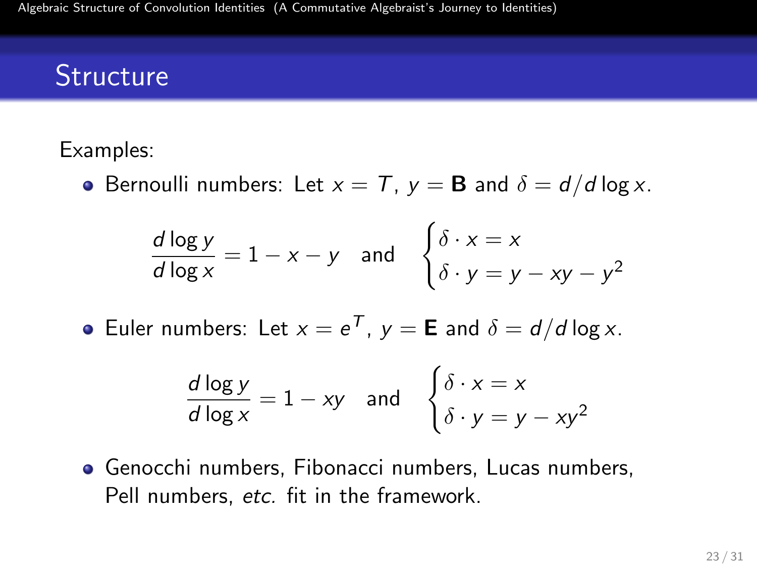## Structure

Examples:

- Bernoulli numbers: Let $x = T$, $y = \mathbf{B}$ and $\delta = d/d\log x$.

$$\frac{d\log y}{d\log x} = 1 - x - y \quad \text{and} \quad \begin{cases} \delta \cdot x = x \\ \delta \cdot y = y - xy - y^2 \end{cases}$$

- Euler numbers: Let $x = e^T$, $y = \mathbf{E}$ and $\delta = d/d\log x$.

$$\frac{d\log y}{d\log x} = 1 - xy \quad \text{and} \quad \begin{cases} \delta \cdot x = x \\ \delta \cdot y = y - xy^2 \end{cases}$$

- Genocchi numbers, Fibonacci numbers, Lucas numbers, Pell numbers, *etc.* fit in the framework.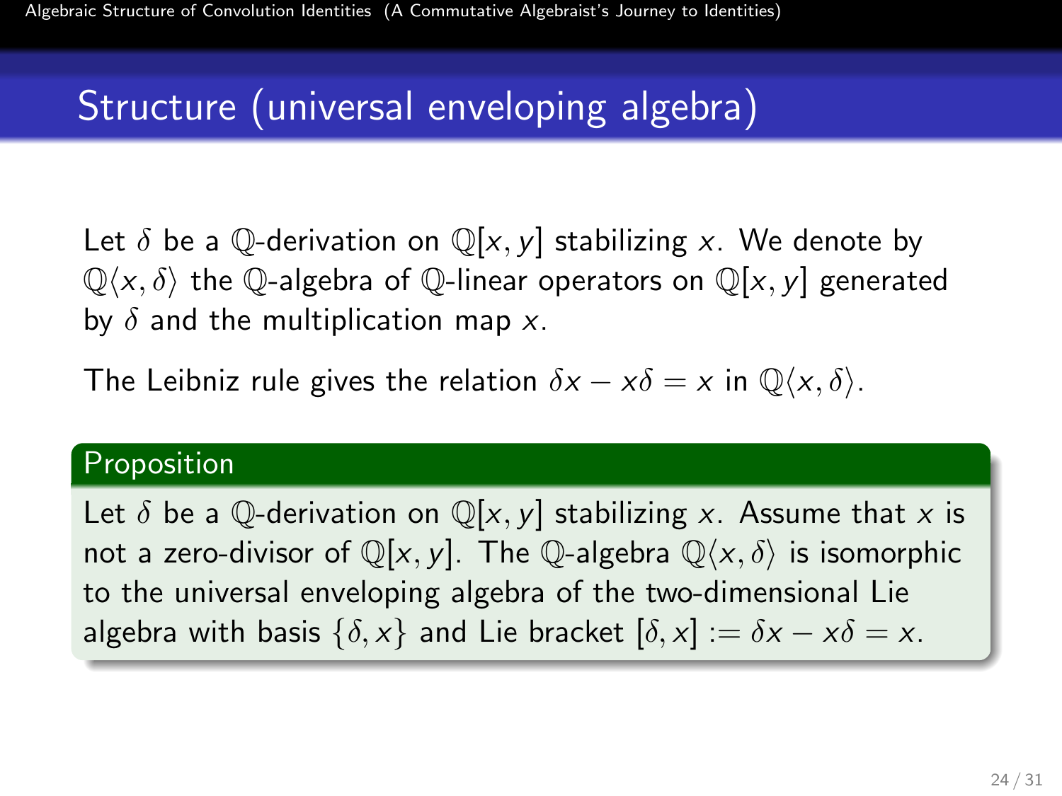## Structure (universal enveloping algebra)

Let $\delta$ be a $\mathbb{Q}$-derivation on $\mathbb{Q}[x, y]$ stabilizing $x$. We denote by $\mathbb{Q}\langle x, \delta\rangle$ the $\mathbb{Q}$-algebra of $\mathbb{Q}$-linear operators on $\mathbb{Q}[x, y]$ generated by $\delta$ and the multiplication map $x$.

The Leibniz rule gives the relation $\delta x - x\delta = x$ in $\mathbb{Q}\langle x, \delta\rangle$.

**Proposition**

Let $\delta$ be a $\mathbb{Q}$-derivation on $\mathbb{Q}[x, y]$ stabilizing $x$. Assume that $x$ is not a zero-divisor of $\mathbb{Q}[x, y]$. The $\mathbb{Q}$-algebra $\mathbb{Q}\langle x, \delta\rangle$ is isomorphic to the universal enveloping algebra of the two-dimensional Lie algebra with basis $\{\delta, x\}$ and Lie bracket $[\delta, x] := \delta x - x\delta = x$.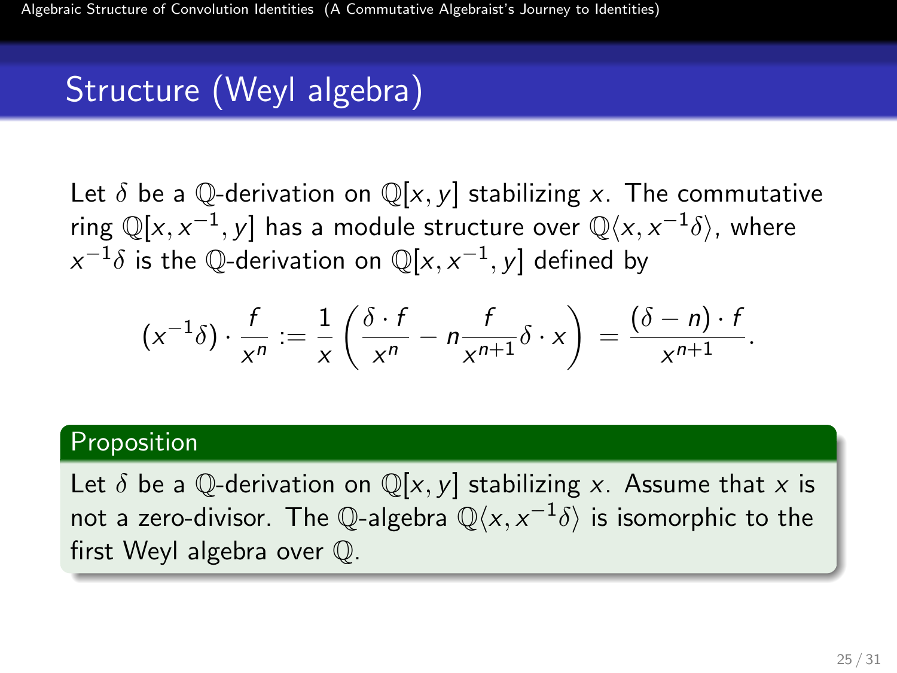## Structure (Weyl algebra)

Let $\delta$ be a $\mathbb{Q}$-derivation on $\mathbb{Q}[x, y]$ stabilizing $x$. The commutative ring $\mathbb{Q}[x, x^{-1}, y]$ has a module structure over $\mathbb{Q}\langle x, x^{-1}\delta \rangle$, where $x^{-1}\delta$ is the $\mathbb{Q}$-derivation on $\mathbb{Q}[x, x^{-1}, y]$ defined by

$$(x^{-1}\delta) \cdot \frac{f}{x^n} := \frac{1}{x}\left(\frac{\delta \cdot f}{x^n} - n\frac{f}{x^{n+1}}\delta \cdot x\right) = \frac{(\delta - n) \cdot f}{x^{n+1}}.$$

**Proposition**

Let $\delta$ be a $\mathbb{Q}$-derivation on $\mathbb{Q}[x, y]$ stabilizing $x$. Assume that $x$ is not a zero-divisor. The $\mathbb{Q}$-algebra $\mathbb{Q}\langle x, x^{-1}\delta \rangle$ is isomorphic to the first Weyl algebra over $\mathbb{Q}$.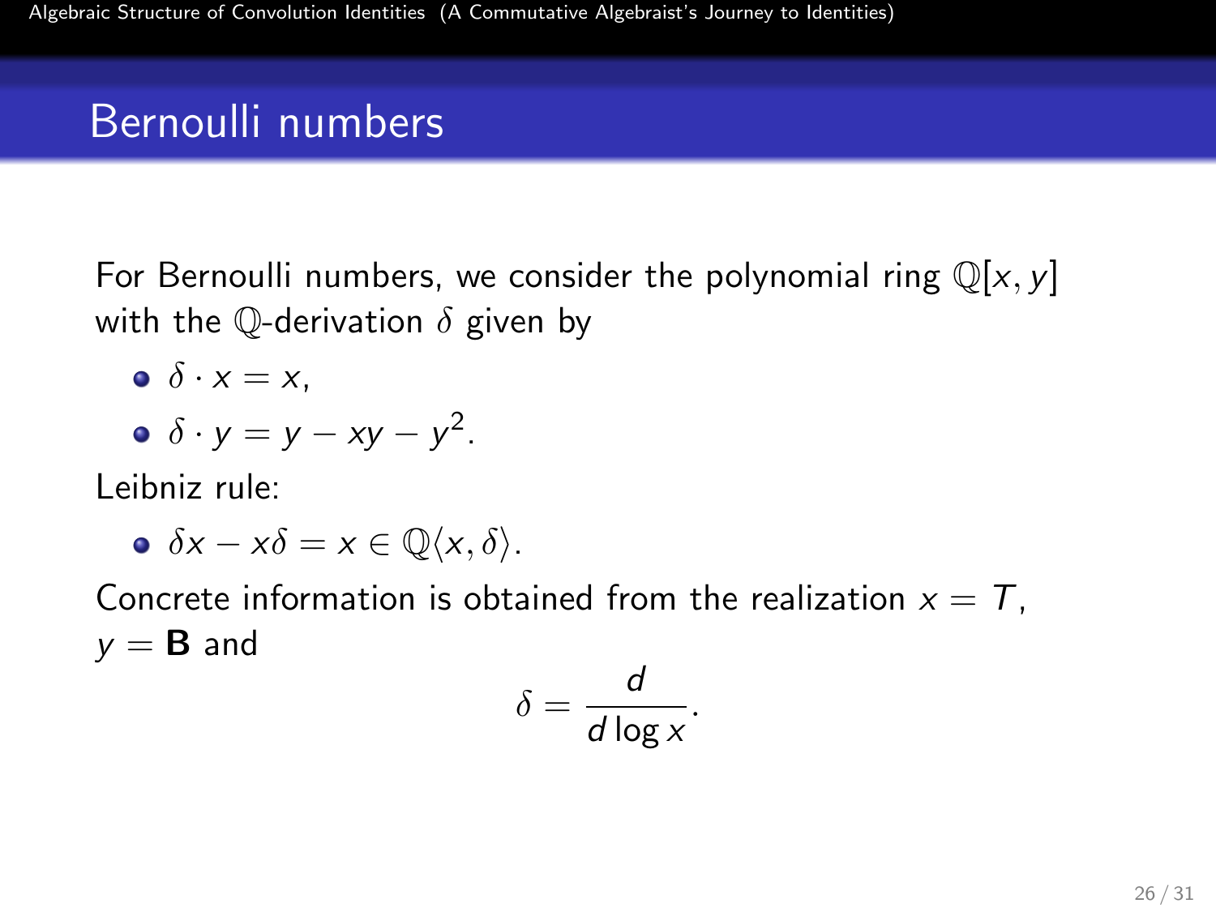## Bernoulli numbers

For Bernoulli numbers, we consider the polynomial ring $\mathbb{Q}[x, y]$ with the $\mathbb{Q}$-derivation $\delta$ given by

- $\delta \cdot x = x$,
- $\delta \cdot y = y - xy - y^2$.

Leibniz rule:

- $\delta x - x\delta = x \in \mathbb{Q}\langle x, \delta \rangle$.

Concrete information is obtained from the realization $x = T$, $y = \mathbf{B}$ and

$$\delta = \frac{d}{d \log x}.$$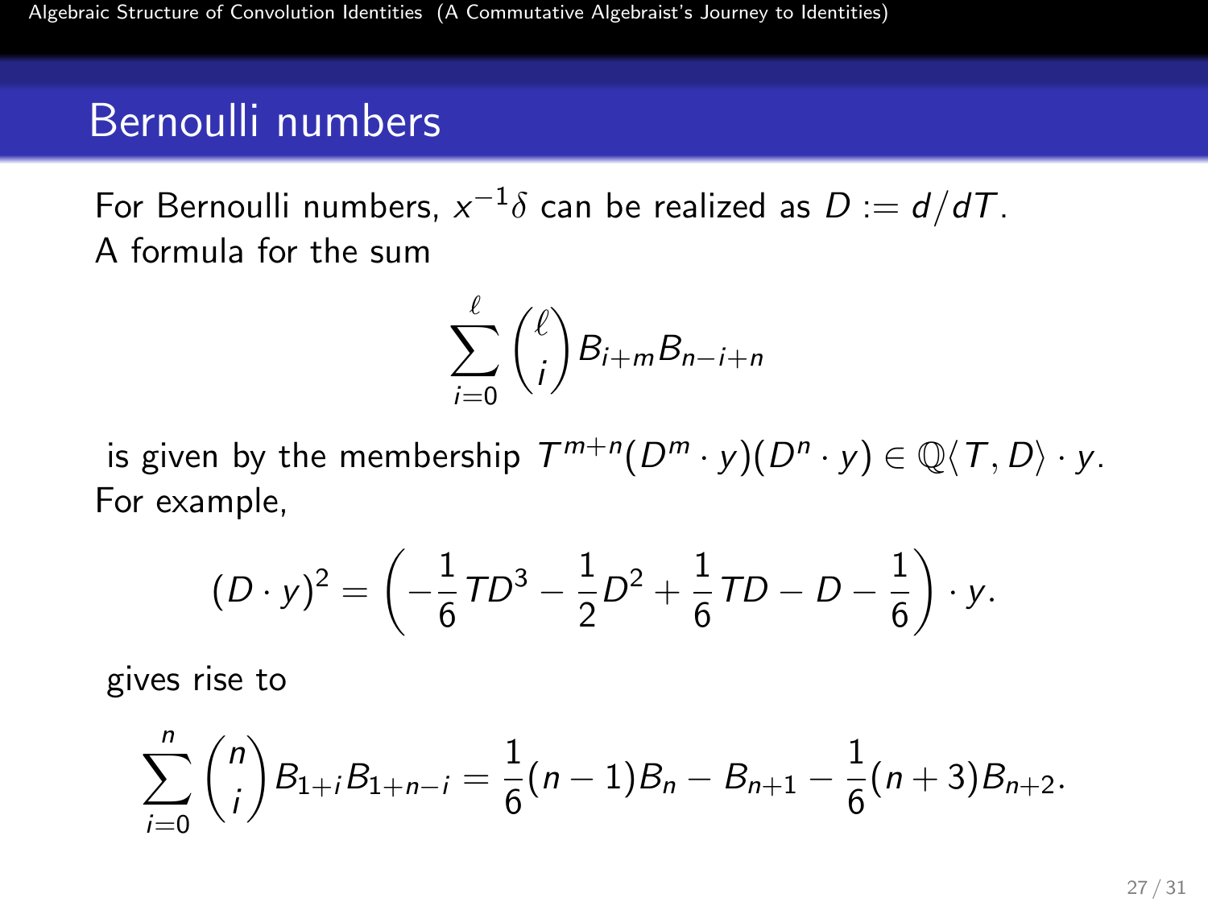## Bernoulli numbers

For Bernoulli numbers, $x^{-1}\delta$ can be realized as $D := d/dT$.
A formula for the sum

$$\sum_{i=0}^{\ell} \binom{\ell}{i} B_{i+m} B_{n-i+n}$$

is given by the membership $T^{m+n}(D^m \cdot y)(D^n \cdot y) \in \mathbb{Q}\langle T, D\rangle \cdot y$.
For example,

$$(D \cdot y)^2 = \left(-\frac{1}{6}TD^3 - \frac{1}{2}D^2 + \frac{1}{6}TD - D - \frac{1}{6}\right) \cdot y.$$

gives rise to

$$\sum_{i=0}^{n} \binom{n}{i} B_{1+i} B_{1+n-i} = \frac{1}{6}(n-1)B_n - B_{n+1} - \frac{1}{6}(n+3)B_{n+2}.$$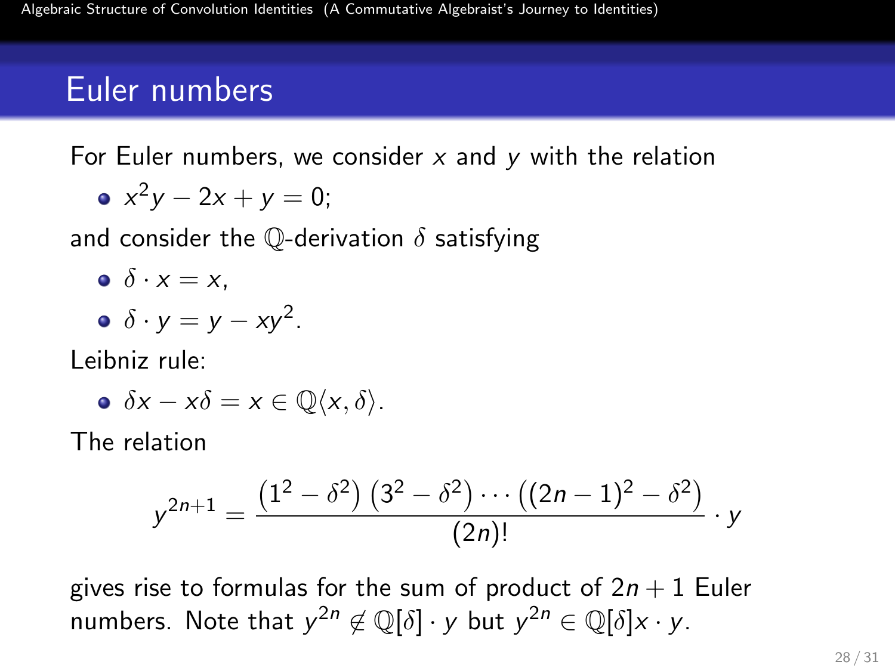## Euler numbers

For Euler numbers, we consider $x$ and $y$ with the relation

- $x^2y - 2x + y = 0$;

and consider the $\mathbb{Q}$-derivation $\delta$ satisfying

- $\delta \cdot x = x$,
- $\delta \cdot y = y - xy^2$.

Leibniz rule:

- $\delta x - x\delta = x \in \mathbb{Q}\langle x, \delta \rangle$.

The relation

$$y^{2n+1} = \frac{\left(1^2 - \delta^2\right)\left(3^2 - \delta^2\right)\cdots\left((2n-1)^2 - \delta^2\right)}{(2n)!} \cdot y$$

gives rise to formulas for the sum of product of $2n+1$ Euler numbers. Note that $y^{2n} \notin \mathbb{Q}[\delta] \cdot y$ but $y^{2n} \in \mathbb{Q}[\delta]x \cdot y$.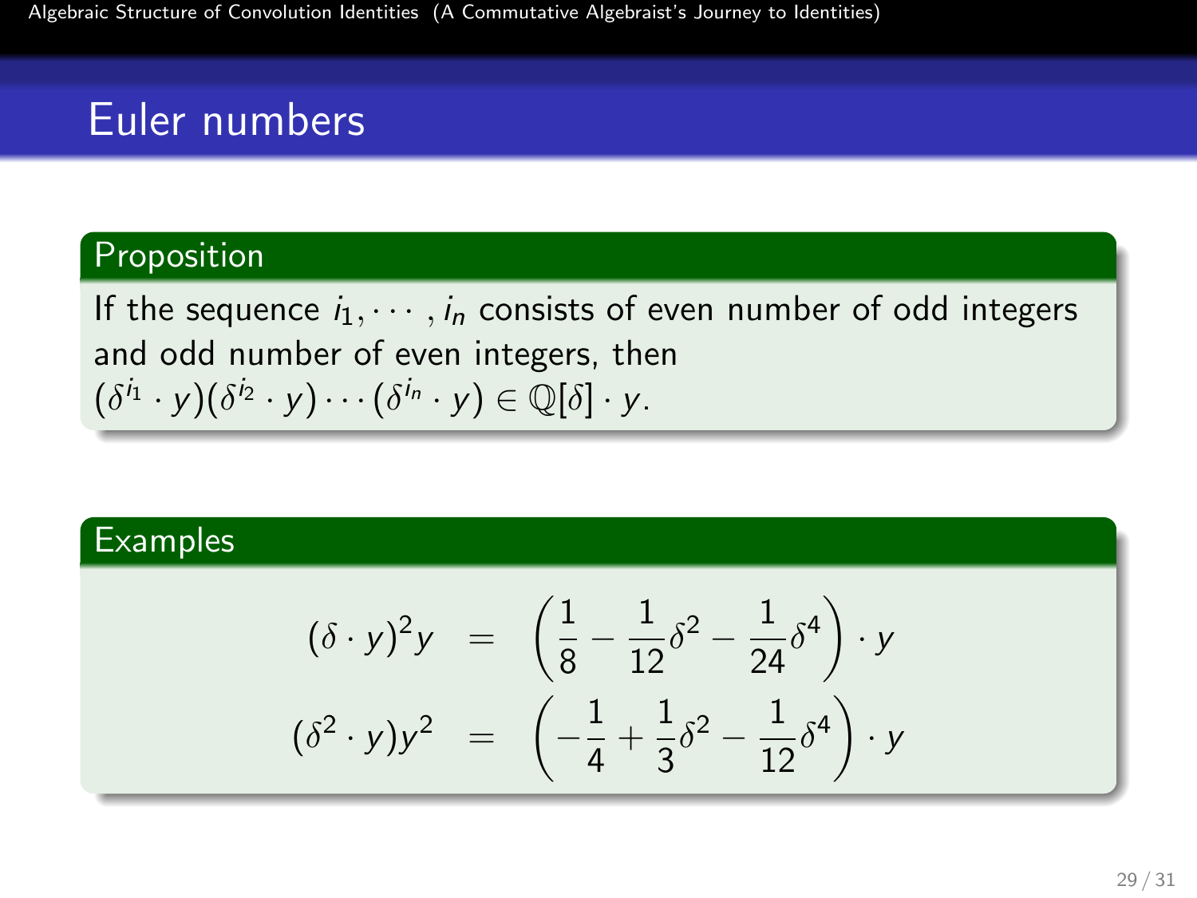# Euler numbers

## Proposition

If the sequence $i_1, \cdots, i_n$ consists of even number of odd integers and odd number of even integers, then $(\delta^{i_1} \cdot y)(\delta^{i_2} \cdot y) \cdots (\delta^{i_n} \cdot y) \in \mathbb{Q}[\delta] \cdot y$.

## Examples

$$
\begin{aligned}
(\delta \cdot y)^2 y &= \left(\frac{1}{8} - \frac{1}{12}\delta^2 - \frac{1}{24}\delta^4\right) \cdot y \\
(\delta^2 \cdot y) y^2 &= \left(-\frac{1}{4} + \frac{1}{3}\delta^2 - \frac{1}{12}\delta^4\right) \cdot y
\end{aligned}
$$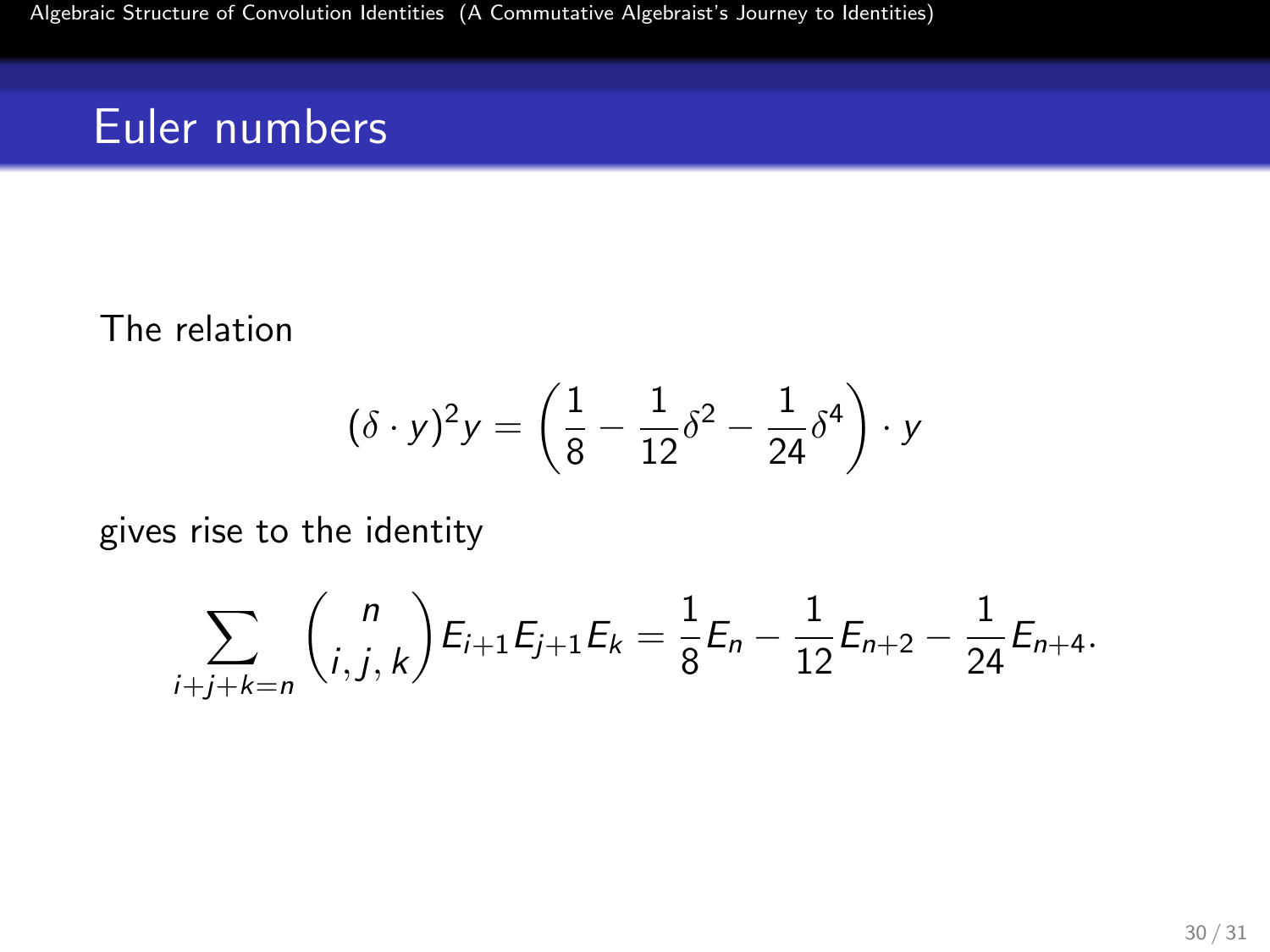# Euler numbers

The relation

$$(\delta \cdot y)^2 y = \left(\frac{1}{8} - \frac{1}{12}\delta^2 - \frac{1}{24}\delta^4\right) \cdot y$$

gives rise to the identity

$$\sum_{i+j+k=n} \binom{n}{i,j,k} E_{i+1} E_{j+1} E_k = \frac{1}{8} E_n - \frac{1}{12} E_{n+2} - \frac{1}{24} E_{n+4}.$$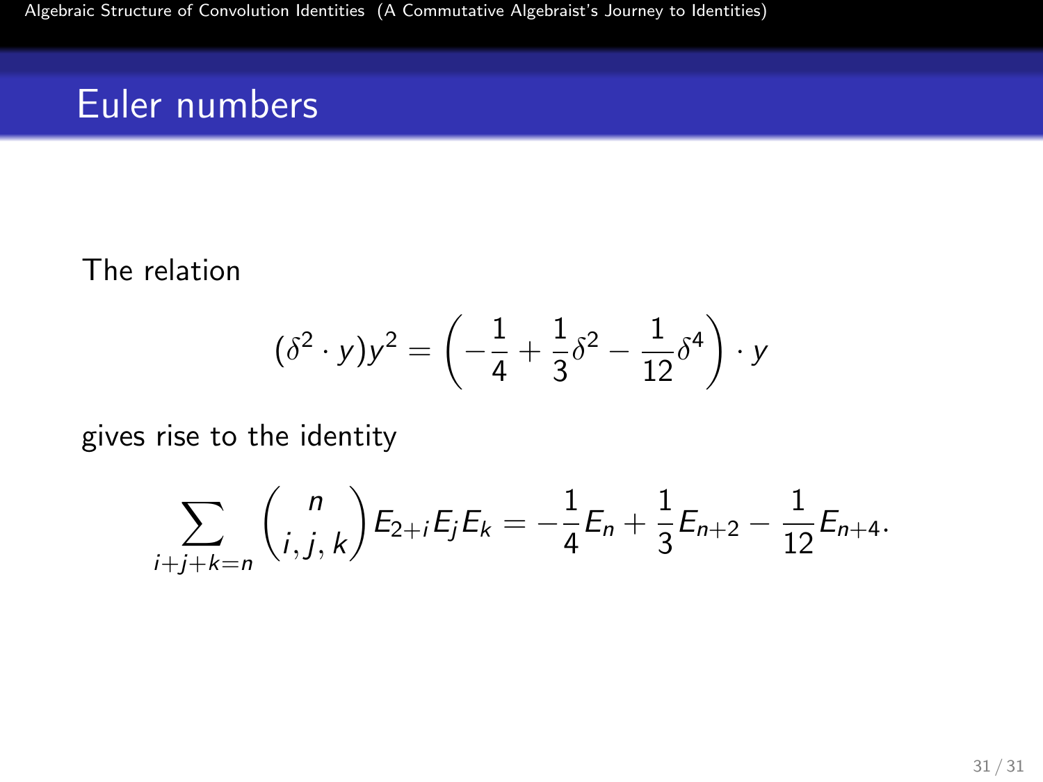# Euler numbers

The relation

$$(\delta^2 \cdot y)y^2 = \left(-\frac{1}{4} + \frac{1}{3}\delta^2 - \frac{1}{12}\delta^4\right) \cdot y$$

gives rise to the identity

$$\sum_{i+j+k=n} \binom{n}{i,j,k} E_{2+i}E_jE_k = -\frac{1}{4}E_n + \frac{1}{3}E_{n+2} - \frac{1}{12}E_{n+4}.$$